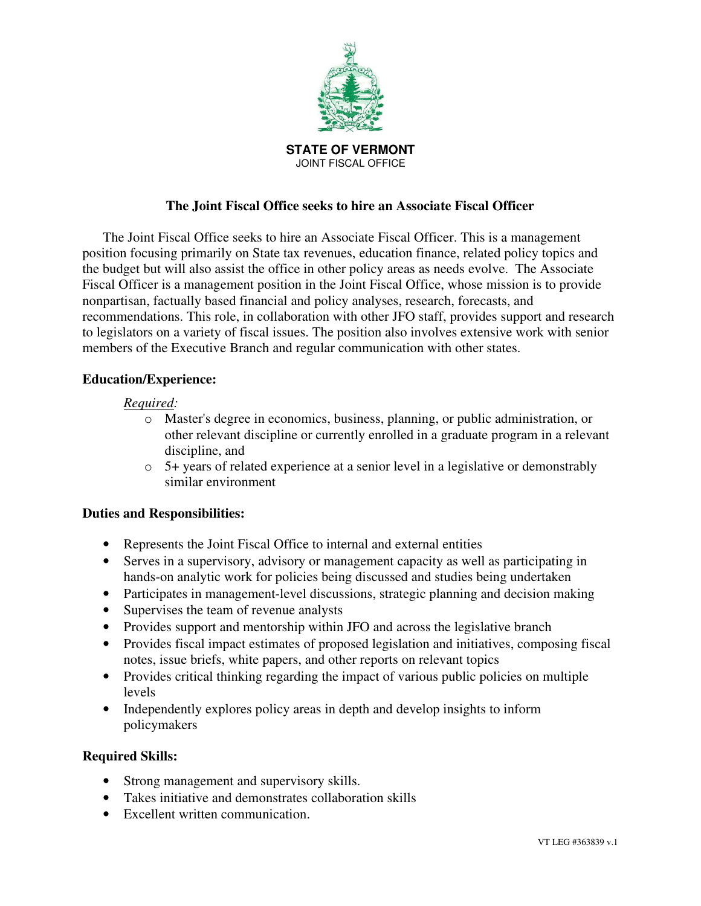**STATE OF VERMONT**
JOINT FISCAL OFFICE

## The Joint Fiscal Office seeks to hire an Associate Fiscal Officer

The Joint Fiscal Office seeks to hire an Associate Fiscal Officer. This is a management position focusing primarily on State tax revenues, education finance, related policy topics and the budget but will also assist the office in other policy areas as needs evolve. The Associate Fiscal Officer is a management position in the Joint Fiscal Office, whose mission is to provide nonpartisan, factually based financial and policy analyses, research, forecasts, and recommendations. This role, in collaboration with other JFO staff, provides support and research to legislators on a variety of fiscal issues. The position also involves extensive work with senior members of the Executive Branch and regular communication with other states.

### Education/Experience:

*Required:*

- Master's degree in economics, business, planning, or public administration, or other relevant discipline or currently enrolled in a graduate program in a relevant discipline, and
- 5+ years of related experience at a senior level in a legislative or demonstrably similar environment

### Duties and Responsibilities:

- Represents the Joint Fiscal Office to internal and external entities
- Serves in a supervisory, advisory or management capacity as well as participating in hands-on analytic work for policies being discussed and studies being undertaken
- Participates in management-level discussions, strategic planning and decision making
- Supervises the team of revenue analysts
- Provides support and mentorship within JFO and across the legislative branch
- Provides fiscal impact estimates of proposed legislation and initiatives, composing fiscal notes, issue briefs, white papers, and other reports on relevant topics
- Provides critical thinking regarding the impact of various public policies on multiple levels
- Independently explores policy areas in depth and develop insights to inform policymakers

### Required Skills:

- Strong management and supervisory skills.
- Takes initiative and demonstrates collaboration skills
- Excellent written communication.

VT LEG #363839 v.1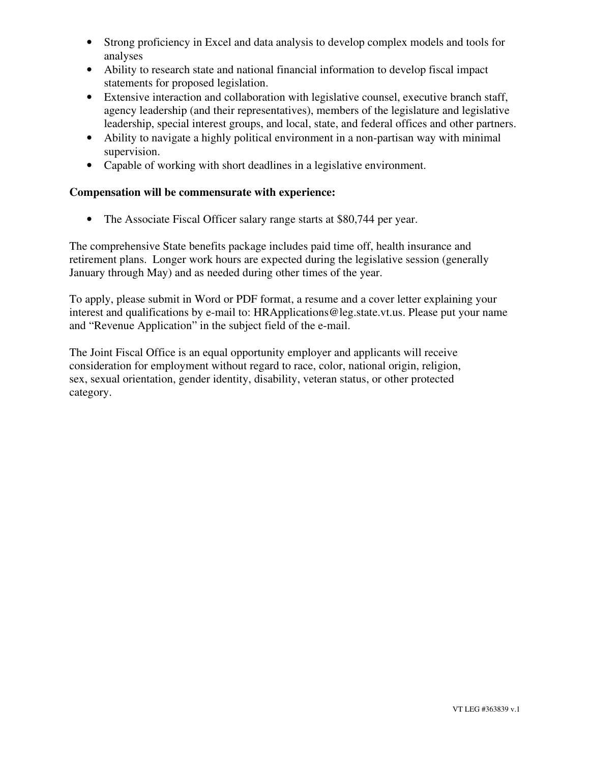- Strong proficiency in Excel and data analysis to develop complex models and tools for analyses
- Ability to research state and national financial information to develop fiscal impact statements for proposed legislation.
- Extensive interaction and collaboration with legislative counsel, executive branch staff, agency leadership (and their representatives), members of the legislature and legislative leadership, special interest groups, and local, state, and federal offices and other partners.
- Ability to navigate a highly political environment in a non-partisan way with minimal supervision.
- Capable of working with short deadlines in a legislative environment.

**Compensation will be commensurate with experience:**

- The Associate Fiscal Officer salary range starts at $80,744 per year.

The comprehensive State benefits package includes paid time off, health insurance and retirement plans. Longer work hours are expected during the legislative session (generally January through May) and as needed during other times of the year.

To apply, please submit in Word or PDF format, a resume and a cover letter explaining your interest and qualifications by e-mail to: HRApplications@leg.state.vt.us. Please put your name and "Revenue Application" in the subject field of the e-mail.

The Joint Fiscal Office is an equal opportunity employer and applicants will receive consideration for employment without regard to race, color, national origin, religion, sex, sexual orientation, gender identity, disability, veteran status, or other protected category.

VT LEG #363839 v.1